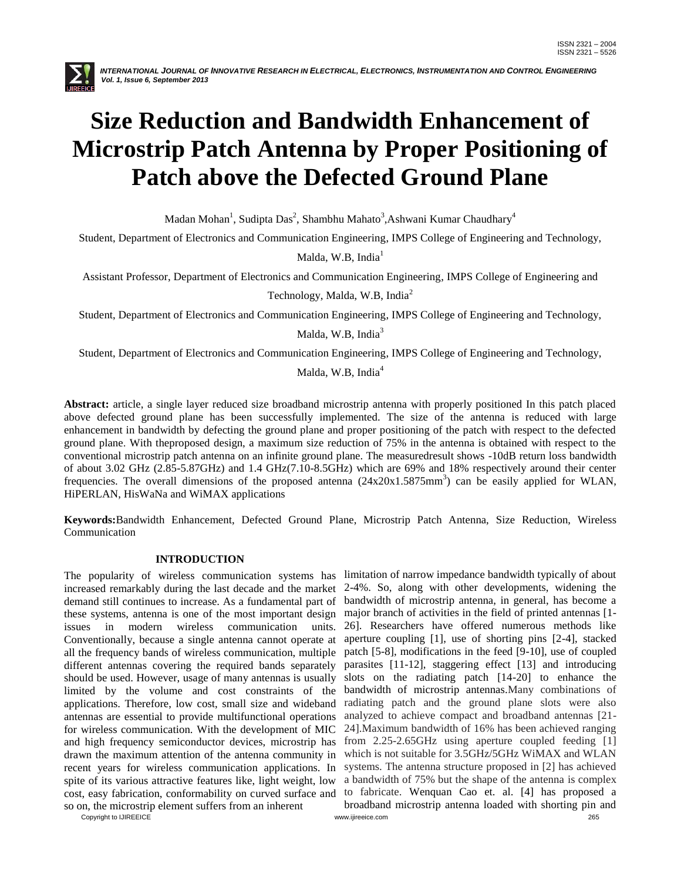# Size Reduction and Bandwidth Enhancement of Microstrip Patch Antenna by Proper Positioning of Patch above the Defected Ground Plane

Madan Mohan[1], Sudipta Das[2], Shambhu Mahato[3],Ashwani Kumar Chaudhary[4]

Student, Department of Electronics and Communication Engineering, IMPS College of Engineering and Technology, Malda, W.B, India[1]

Assistant Professor, Department of Electronics and Communication Engineering, IMPS College of Engineering and Technology, Malda, W.B, India[2]

Student, Department of Electronics and Communication Engineering, IMPS College of Engineering and Technology, Malda, W.B, India[3]

Student, Department of Electronics and Communication Engineering, IMPS College of Engineering and Technology, Malda, W.B, India[4]

**Abstract:** article, a single layer reduced size broadband microstrip antenna with properly positioned In this patch placed above defected ground plane has been successfully implemented. The size of the antenna is reduced with large enhancement in bandwidth by defecting the ground plane and proper positioning of the patch with respect to the defected ground plane. With theproposed design, a maximum size reduction of 75% in the antenna is obtained with respect to the conventional microstrip patch antenna on an infinite ground plane. The measuredresult shows -10dB return loss bandwidth of about 3.02 GHz (2.85-5.87GHz) and 1.4 GHz(7.10-8.5GHz) which are 69% and 18% respectively around their center frequencies. The overall dimensions of the proposed antenna ($24x20x1.5875mm^3$) can be easily applied for WLAN, HiPERLAN, HisWaNa and WiMAX applications

**Keywords:**Bandwidth Enhancement, Defected Ground Plane, Microstrip Patch Antenna, Size Reduction, Wireless Communication

## INTRODUCTION

The popularity of wireless communication systems has increased remarkably during the last decade and the market demand still continues to increase. As a fundamental part of these systems, antenna is one of the most important design issues in modern wireless communication units. Conventionally, because a single antenna cannot operate at all the frequency bands of wireless communication, multiple different antennas covering the required bands separately should be used. However, usage of many antennas is usually limited by the volume and cost constraints of the applications. Therefore, low cost, small size and wideband antennas are essential to provide multifunctional operations for wireless communication. With the development of MIC and high frequency semiconductor devices, microstrip has drawn the maximum attention of the antenna community in recent years for wireless communication applications. In spite of its various attractive features like, light weight, low cost, easy fabrication, conformability on curved surface and so on, the microstrip element suffers from an inherent limitation of narrow impedance bandwidth typically of about 2-4%. So, along with other developments, widening the bandwidth of microstrip antenna, in general, has become a major branch of activities in the field of printed antennas [1-26]. Researchers have offered numerous methods like aperture coupling [1], use of shorting pins [2-4], stacked patch [5-8], modifications in the feed [9-10], use of coupled parasites [11-12], staggering effect [13] and introducing slots on the radiating patch [14-20] to enhance the bandwidth of microstrip antennas.Many combinations of radiating patch and the ground plane slots were also analyzed to achieve compact and broadband antennas [21-24].Maximum bandwidth of 16% has been achieved ranging from 2.25-2.65GHz using aperture coupled feeding [1] which is not suitable for 3.5GHz/5GHz WiMAX and WLAN systems. The antenna structure proposed in [2] has achieved a bandwidth of 75% but the shape of the antenna is complex to fabricate. Wenquan Cao et. al. [4] has proposed a broadband microstrip antenna loaded with shorting pin and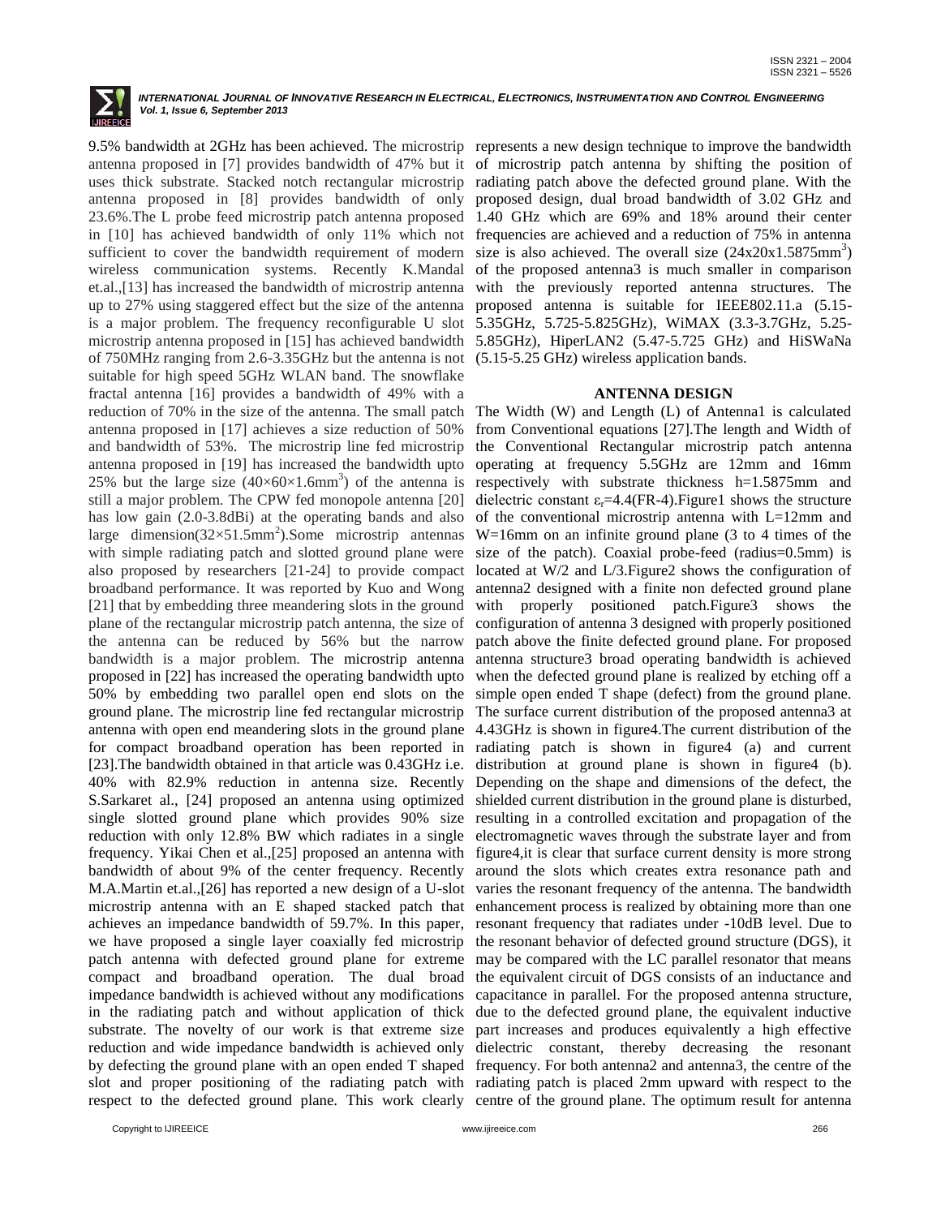9.5% bandwidth at 2GHz has been achieved. The microstrip antenna proposed in [7] provides bandwidth of 47% but it uses thick substrate. Stacked notch rectangular microstrip antenna proposed in [8] provides bandwidth of only 23.6%.The L probe feed microstrip patch antenna proposed in [10] has achieved bandwidth of only 11% which not sufficient to cover the bandwidth requirement of modern wireless communication systems. Recently K.Mandal et.al.,[13] has increased the bandwidth of microstrip antenna up to 27% using staggered effect but the size of the antenna is a major problem. The frequency reconfigurable U slot microstrip antenna proposed in [15] has achieved bandwidth of 750MHz ranging from 2.6-3.35GHz but the antenna is not suitable for high speed 5GHz WLAN band. The snowflake fractal antenna [16] provides a bandwidth of 49% with a reduction of 70% in the size of the antenna. The small patch antenna proposed in [17] achieves a size reduction of 50% and bandwidth of 53%. The microstrip line fed microstrip antenna proposed in [19] has increased the bandwidth upto 25% but the large size ($40\times60\times1.6mm^3$) of the antenna is still a major problem. The CPW fed monopole antenna [20] has low gain (2.0-3.8dBi) at the operating bands and also large dimension($32\times51.5mm^2$).Some microstrip antennas with simple radiating patch and slotted ground plane were also proposed by researchers [21-24] to provide compact broadband performance. It was reported by Kuo and Wong [21] that by embedding three meandering slots in the ground plane of the rectangular microstrip patch antenna, the size of the antenna can be reduced by 56% but the narrow bandwidth is a major problem. The microstrip antenna proposed in [22] has increased the operating bandwidth upto 50% by embedding two parallel open end slots on the ground plane. The microstrip line fed rectangular microstrip antenna with open end meandering slots in the ground plane for compact broadband operation has been reported in [23].The bandwidth obtained in that article was 0.43GHz i.e. 40% with 82.9% reduction in antenna size. Recently S.Sarkaret al., [24] proposed an antenna using optimized single slotted ground plane which provides 90% size reduction with only 12.8% BW which radiates in a single frequency. Yikai Chen et al.,[25] proposed an antenna with bandwidth of about 9% of the center frequency. Recently M.A.Martin et.al.,[26] has reported a new design of a U-slot microstrip antenna with an E shaped stacked patch that achieves an impedance bandwidth of 59.7%. In this paper, we have proposed a single layer coaxially fed microstrip patch antenna with defected ground plane for extreme compact and broadband operation. The dual broad impedance bandwidth is achieved without any modifications in the radiating patch and without application of thick substrate. The novelty of our work is that extreme size reduction and wide impedance bandwidth is achieved only by defecting the ground plane with an open ended T shaped slot and proper positioning of the radiating patch with respect to the defected ground plane. This work clearly represents a new design technique to improve the bandwidth of microstrip patch antenna by shifting the position of radiating patch above the defected ground plane. With the proposed design, dual broad bandwidth of 3.02 GHz and 1.40 GHz which are 69% and 18% around their center frequencies are achieved and a reduction of 75% in antenna size is also achieved. The overall size ($24x20x1.5875mm^3$) of the proposed antenna3 is much smaller in comparison with the previously reported antenna structures. The proposed antenna is suitable for IEEE802.11.a (5.15-5.35GHz, 5.725-5.825GHz), WiMAX (3.3-3.7GHz, 5.25-5.85GHz), HiperLAN2 (5.47-5.725 GHz) and HiSWaNa (5.15-5.25 GHz) wireless application bands.

## ANTENNA DESIGN

The Width (W) and Length (L) of Antenna1 is calculated from Conventional equations [27].The length and Width of the Conventional Rectangular microstrip patch antenna operating at frequency 5.5GHz are 12mm and 16mm respectively with substrate thickness h=1.5875mm and dielectric constant $\varepsilon_r$=4.4(FR-4).Figure1 shows the structure of the conventional microstrip antenna with L=12mm and W=16mm on an infinite ground plane (3 to 4 times of the size of the patch). Coaxial probe-feed (radius=0.5mm) is located at W/2 and L/3.Figure2 shows the configuration of antenna2 designed with a finite non defected ground plane with properly positioned patch.Figure3 shows the configuration of antenna 3 designed with properly positioned patch above the finite defected ground plane. For proposed antenna structure3 broad operating bandwidth is achieved when the defected ground plane is realized by etching off a simple open ended T shape (defect) from the ground plane. The surface current distribution of the proposed antenna3 at 4.43GHz is shown in figure4.The current distribution of the radiating patch is shown in figure4 (a) and current distribution at ground plane is shown in figure4 (b). Depending on the shape and dimensions of the defect, the shielded current distribution in the ground plane is disturbed, resulting in a controlled excitation and propagation of the electromagnetic waves through the substrate layer and from figure4,it is clear that surface current density is more strong around the slots which creates extra resonance path and varies the resonant frequency of the antenna. The bandwidth enhancement process is realized by obtaining more than one resonant frequency that radiates under -10dB level. Due to the resonant behavior of defected ground structure (DGS), it may be compared with the LC parallel resonator that means the equivalent circuit of DGS consists of an inductance and capacitance in parallel. For the proposed antenna structure, due to the defected ground plane, the equivalent inductive part increases and produces equivalently a high effective dielectric constant, thereby decreasing the resonant frequency. For both antenna2 and antenna3, the centre of the radiating patch is placed 2mm upward with respect to the centre of the ground plane. The optimum result for antenna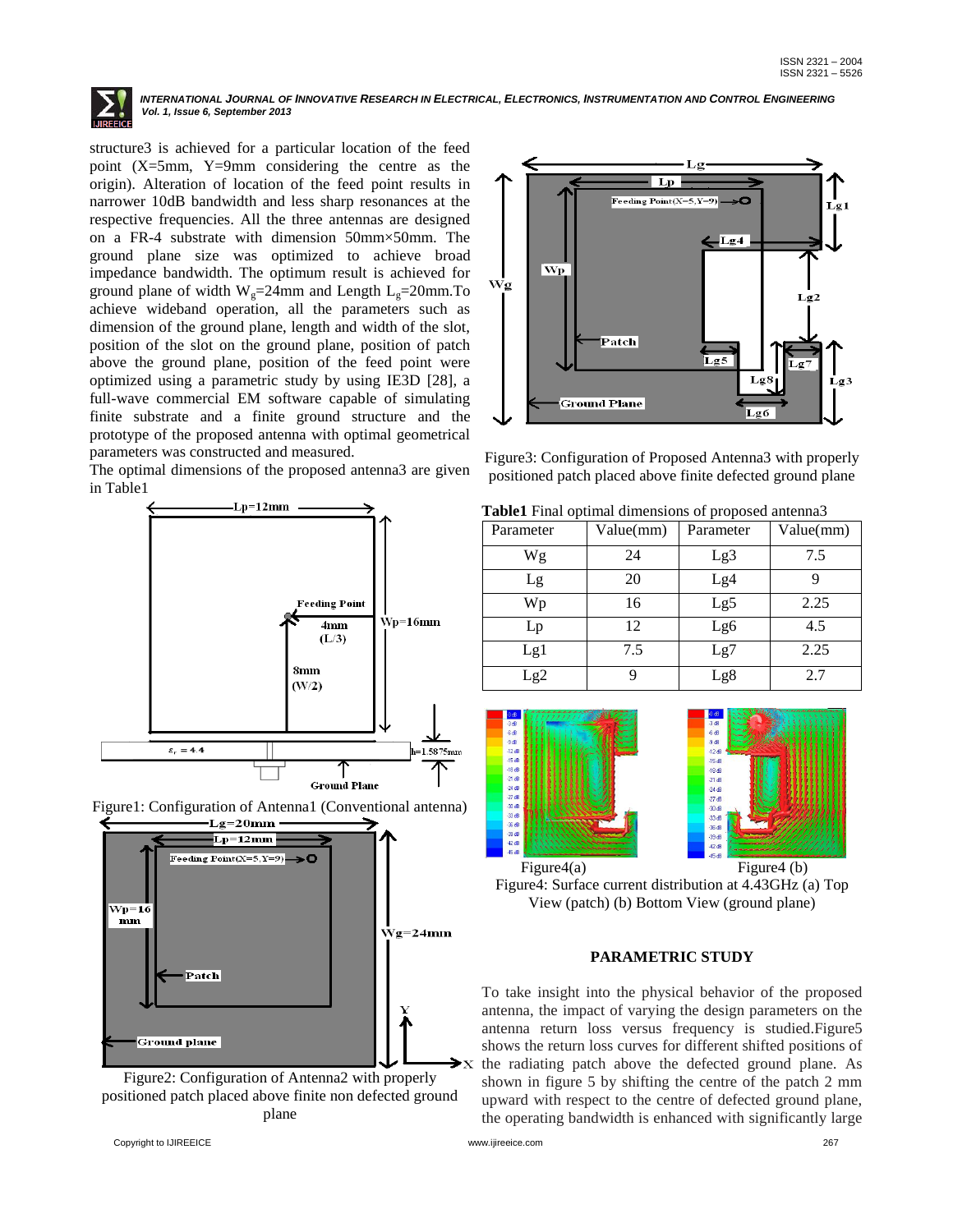structure3 is achieved for a particular location of the feed point (X=5mm, Y=9mm considering the centre as the origin). Alteration of location of the feed point results in narrower 10dB bandwidth and less sharp resonances at the respective frequencies. All the three antennas are designed on a FR-4 substrate with dimension 50mm×50mm. The ground plane size was optimized to achieve broad impedance bandwidth. The optimum result is achieved for ground plane of width $W_g$=24mm and Length $L_g$=20mm.To achieve wideband operation, all the parameters such as dimension of the ground plane, length and width of the slot, position of the slot on the ground plane, position of patch above the ground plane, position of the feed point were optimized using a parametric study by using IE3D [28], a full-wave commercial EM software capable of simulating finite substrate and a finite ground structure and the prototype of the proposed antenna with optimal geometrical parameters was constructed and measured.

The optimal dimensions of the proposed antenna3 are given in Table1

Figure1: Configuration of Antenna1 (Conventional antenna)

Figure2: Configuration of Antenna2 with properly positioned patch placed above finite non defected ground plane

Figure3: Configuration of Proposed Antenna3 with properly positioned patch placed above finite defected ground plane

**Table1** Final optimal dimensions of proposed antenna3

| Parameter | Value(mm) | Parameter | Value(mm) |
|---|---|---|---|
| Wg | 24 | Lg3 | 7.5 |
| Lg | 20 | Lg4 | 9 |
| Wp | 16 | Lg5 | 2.25 |
| Lp | 12 | Lg6 | 4.5 |
| Lg1 | 7.5 | Lg7 | 2.25 |
| Lg2 | 9 | Lg8 | 2.7 |

Figure4(a) Figure4 (b)

Figure4: Surface current distribution at 4.43GHz (a) Top View (patch) (b) Bottom View (ground plane)

## PARAMETRIC STUDY

To take insight into the physical behavior of the proposed antenna, the impact of varying the design parameters on the antenna return loss versus frequency is studied.Figure5 shows the return loss curves for different shifted positions of the radiating patch above the defected ground plane. As shown in figure 5 by shifting the centre of the patch 2 mm upward with respect to the centre of defected ground plane, the operating bandwidth is enhanced with significantly large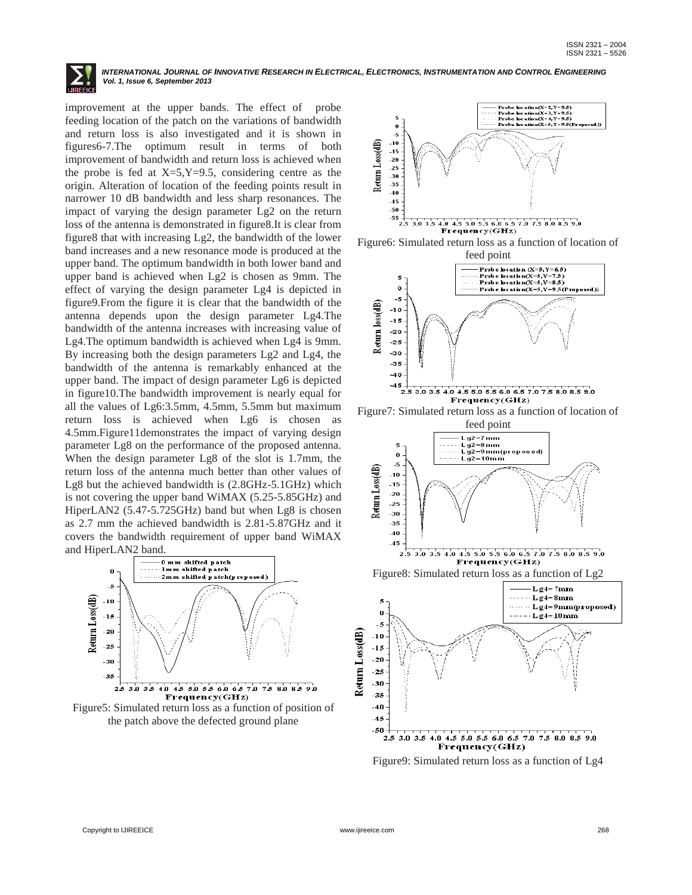improvement at the upper bands. The effect of probe feeding location of the patch on the variations of bandwidth and return loss is also investigated and it is shown in figures6-7.The optimum result in terms of both improvement of bandwidth and return loss is achieved when the probe is fed at X=5,Y=9.5, considering centre as the origin. Alteration of location of the feeding points result in narrower 10 dB bandwidth and less sharp resonances. The impact of varying the design parameter Lg2 on the return loss of the antenna is demonstrated in figure8.It is clear from figure8 that with increasing Lg2, the bandwidth of the lower band increases and a new resonance mode is produced at the upper band. The optimum bandwidth in both lower band and upper band is achieved when Lg2 is chosen as 9mm. The effect of varying the design parameter Lg4 is depicted in figure9.From the figure it is clear that the bandwidth of the antenna depends upon the design parameter Lg4.The bandwidth of the antenna increases with increasing value of Lg4.The optimum bandwidth is achieved when Lg4 is 9mm. By increasing both the design parameters Lg2 and Lg4, the bandwidth of the antenna is remarkably enhanced at the upper band. The impact of design parameter Lg6 is depicted in figure10.The bandwidth improvement is nearly equal for all the values of Lg6:3.5mm, 4.5mm, 5.5mm but maximum return loss is achieved when Lg6 is chosen as 4.5mm.Figure11demonstrates the impact of varying design parameter Lg8 on the performance of the proposed antenna. When the design parameter Lg8 of the slot is 1.7mm, the return loss of the antenna much better than other values of Lg8 but the achieved bandwidth is (2.8GHz-5.1GHz) which is not covering the upper band WiMAX (5.25-5.85GHz) and HiperLAN2 (5.47-5.725GHz) band but when Lg8 is chosen as 2.7 mm the achieved bandwidth is 2.81-5.87GHz and it covers the bandwidth requirement of upper band WiMAX and HiperLAN2 band.

Figure5: Simulated return loss as a function of position of the patch above the defected ground plane

Figure6: Simulated return loss as a function of location of feed point

Figure7: Simulated return loss as a function of location of feed point

Figure8: Simulated return loss as a function of Lg2

Figure9: Simulated return loss as a function of Lg4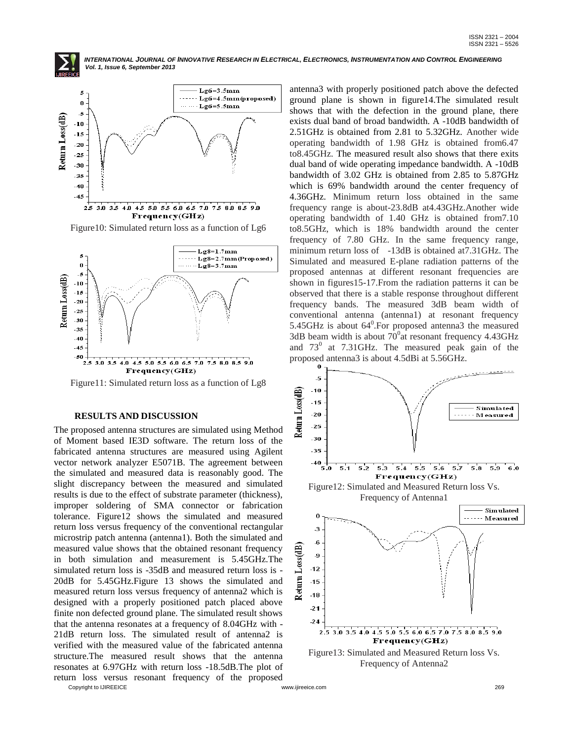Figure10: Simulated return loss as a function of Lg6

Figure11: Simulated return loss as a function of Lg8

## RESULTS AND DISCUSSION

The proposed antenna structures are simulated using Method of Moment based IE3D software. The return loss of the fabricated antenna structures are measured using Agilent vector network analyzer E5071B. The agreement between the simulated and measured data is reasonably good. The slight discrepancy between the measured and simulated results is due to the effect of substrate parameter (thickness), improper soldering of SMA connector or fabrication tolerance. Figure12 shows the simulated and measured return loss versus frequency of the conventional rectangular microstrip patch antenna (antenna1). Both the simulated and measured value shows that the obtained resonant frequency in both simulation and measurement is 5.45GHz.The simulated return loss is -35dB and measured return loss is -20dB for 5.45GHz.Figure 13 shows the simulated and measured return loss versus frequency of antenna2 which is designed with a properly positioned patch placed above finite non defected ground plane. The simulated result shows that the antenna resonates at a frequency of 8.04GHz with -21dB return loss. The simulated result of antenna2 is verified with the measured value of the fabricated antenna structure.The measured result shows that the antenna resonates at 6.97GHz with return loss -18.5dB.The plot of return loss versus resonant frequency of the proposed antenna3 with properly positioned patch above the defected ground plane is shown in figure14.The simulated result shows that with the defection in the ground plane, there exists dual band of broad bandwidth. A -10dB bandwidth of 2.51GHz is obtained from 2.81 to 5.32GHz. Another wide operating bandwidth of 1.98 GHz is obtained from6.47 to8.45GHz. The measured result also shows that there exits dual band of wide operating impedance bandwidth. A -10dB bandwidth of 3.02 GHz is obtained from 2.85 to 5.87GHz which is 69% bandwidth around the center frequency of 4.36GHz. Minimum return loss obtained in the same frequency range is about-23.8dB at4.43GHz.Another wide operating bandwidth of 1.40 GHz is obtained from7.10 to8.5GHz, which is 18% bandwidth around the center frequency of 7.80 GHz. In the same frequency range, minimum return loss of -13dB is obtained at7.31GHz. The Simulated and measured E-plane radiation patterns of the proposed antennas at different resonant frequencies are shown in figures15-17.From the radiation patterns it can be observed that there is a stable response throughout different frequency bands. The measured 3dB beam width of conventional antenna (antenna1) at resonant frequency 5.45GHz is about $64^0$.For proposed antenna3 the measured 3dB beam width is about $70^0$at resonant frequency 4.43GHz and $73^0$ at 7.31GHz. The measured peak gain of the proposed antenna3 is about 4.5dBi at 5.56GHz.

Figure12: Simulated and Measured Return loss Vs. Frequency of Antenna1

Figure13: Simulated and Measured Return loss Vs. Frequency of Antenna2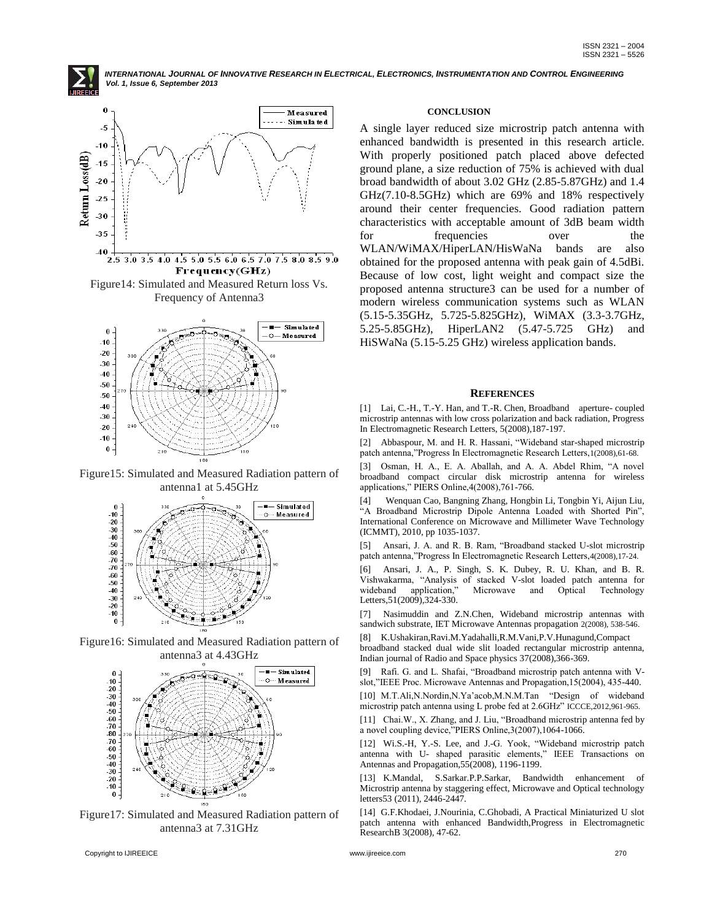Figure14: Simulated and Measured Return loss Vs. Frequency of Antenna3

Figure15: Simulated and Measured Radiation pattern of antenna1 at 5.45GHz

Figure16: Simulated and Measured Radiation pattern of antenna3 at 4.43GHz

Figure17: Simulated and Measured Radiation pattern of antenna3 at 7.31GHz

## CONCLUSION

A single layer reduced size microstrip patch antenna with enhanced bandwidth is presented in this research article. With properly positioned patch placed above defected ground plane, a size reduction of 75% is achieved with dual broad bandwidth of about 3.02 GHz (2.85-5.87GHz) and 1.4 GHz(7.10-8.5GHz) which are 69% and 18% respectively around their center frequencies. Good radiation pattern characteristics with acceptable amount of 3dB beam width for frequencies over the WLAN/WiMAX/HiperLAN/HisWaNa bands are also obtained for the proposed antenna with peak gain of 4.5dBi. Because of low cost, light weight and compact size the proposed antenna structure3 can be used for a number of modern wireless communication systems such as WLAN (5.15-5.35GHz, 5.725-5.825GHz), WiMAX (3.3-3.7GHz, 5.25-5.85GHz), HiperLAN2 (5.47-5.725 GHz) and HiSWaNa (5.15-5.25 GHz) wireless application bands.

## REFERENCES

[1] Lai, C.-H., T.-Y. Han, and T.-R. Chen, Broadband aperture- coupled microstrip antennas with low cross polarization and back radiation, Progress In Electromagnetic Research Letters, 5(2008),187-197.

[2] Abbaspour, M. and H. R. Hassani, "Wideband star-shaped microstrip patch antenna,"Progress In Electromagnetic Research Letters,1(2008),61-68.

[3] Osman, H. A., E. A. Aballah, and A. A. Abdel Rhim, "A novel broadband compact circular disk microstrip antenna for wireless applications," PIERS Online,4(2008),761-766.

[4] Wenquan Cao, Bangning Zhang, Hongbin Li, Tongbin Yi, Aijun Liu, "A Broadband Microstrip Dipole Antenna Loaded with Shorted Pin", International Conference on Microwave and Millimeter Wave Technology (ICMMT), 2010, pp 1035-1037.

[5] Ansari, J. A. and R. B. Ram, "Broadband stacked U-slot microstrip patch antenna,"Progress In Electromagnetic Research Letters,4(2008),17-24.

[6] Ansari, J. A., P. Singh, S. K. Dubey, R. U. Khan, and B. R. Vishwakarma, "Analysis of stacked V-slot loaded patch antenna for wideband application," Microwave and Optical Technology Letters,51(2009),324-330.

[7] Nasimuddin and Z.N.Chen, Wideband microstrip antennas with sandwich substrate, IET Microwave Antennas propagation 2(2008), 538-546.

[8] K.Ushakiran,Ravi.M.Yadahalli,R.M.Vani,P.V.Hunagund,Compact broadband stacked dual wide slit loaded rectangular microstrip antenna, Indian journal of Radio and Space physics 37(2008),366-369.

[9] Rafi. G. and L. Shafai, "Broadband microstrip patch antenna with V-slot,"IEEE Proc. Microwave Antennas and Propagation,15(2004), 435-440.

[10] M.T.Ali,N.Nordin,N.Ya'acob,M.N.M.Tan "Design of wideband microstrip patch antenna using L probe fed at 2.6GHz" ICCCE,2012,961-965.

[11] Chai.W., X. Zhang, and J. Liu, "Broadband microstrip antenna fed by a novel coupling device,"PIERS Online,3(2007),1064-1066.

[12] Wi.S.-H, Y.-S. Lee, and J.-G. Yook, "Wideband microstrip patch antenna with U- shaped parasitic elements," IEEE Transactions on Antennas and Propagation,55(2008), 1196-1199.

[13] K.Mandal, S.Sarkar.P.P.Sarkar, Bandwidth enhancement of Microstrip antenna by staggering effect, Microwave and Optical technology letters53 (2011), 2446-2447.

[14] G.F.Khodaei, J.Nourinia, C.Ghobadi, A Practical Miniaturized U slot patch antenna with enhanced Bandwidth,Progress in Electromagnetic ResearchB 3(2008), 47-62.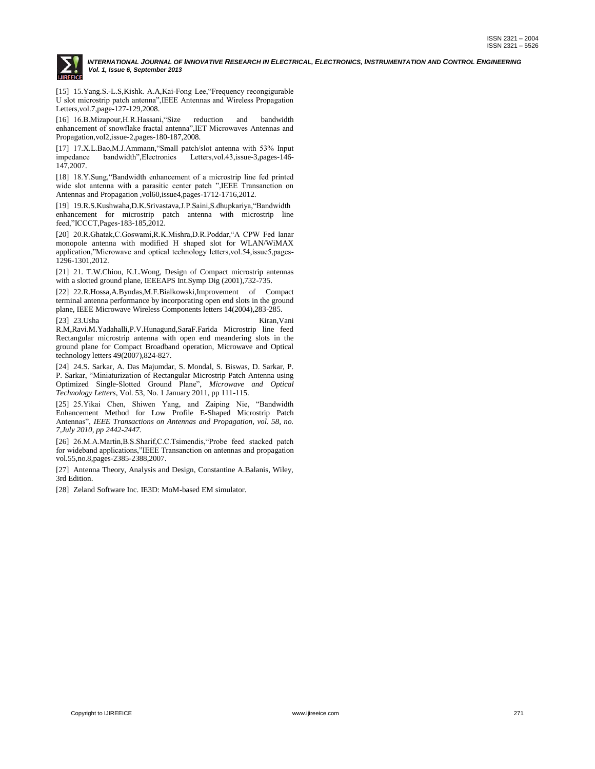[15] 15.Yang.S.-L.S,Kishk. A.A,Kai-Fong Lee,"Frequency recongigurable U slot microstrip patch antenna",IEEE Antennas and Wireless Propagation Letters,vol.7,page-127-129,2008.

[16] 16.B.Mizapour,H.R.Hassani,"Size reduction and bandwidth enhancement of snowflake fractal antenna",IET Microwaves Antennas and Propagation,vol2,issue-2,pages-180-187,2008.

[17] 17.X.L.Bao,M.J.Ammann,"Small patch/slot antenna with 53% Input impedance bandwidth",Electronics Letters,vol.43,issue-3,pages-146-147,2007.

[18] 18.Y.Sung,"Bandwidth enhancement of a microstrip line fed printed wide slot antenna with a parasitic center patch ",IEEE Transanction on Antennas and Propagation ,vol60,issue4,pages-1712-1716,2012.

[19] 19.R.S.Kushwaha,D.K.Srivastava,J.P.Saini,S.dhupkariya,"Bandwidth enhancement for microstrip patch antenna with microstrip line feed,"ICCCT,Pages-183-185,2012.

[20] 20.R.Ghatak,C.Goswami,R.K.Mishra,D.R.Poddar,"A CPW Fed lanar monopole antenna with modified H shaped slot for WLAN/WiMAX application,"Microwave and optical technology letters,vol.54,issue5,pages-1296-1301,2012.

[21] 21. T.W.Chiou, K.L.Wong, Design of Compact microstrip antennas with a slotted ground plane, IEEEAPS Int.Symp Dig (2001),732-735.

[22] 22.R.Hossa,A.Byndas,M.F.Bialkowski,Improvement of Compact terminal antenna performance by incorporating open end slots in the ground plane, IEEE Microwave Wireless Components letters 14(2004),283-285.

[23] 23.Usha Kiran,Vani R.M,Ravi.M.Yadahalli,P.V.Hunagund,SaraF.Farida Microstrip line feed Rectangular microstrip antenna with open end meandering slots in the ground plane for Compact Broadband operation, Microwave and Optical technology letters 49(2007),824-827.

[24] 24.S. Sarkar, A. Das Majumdar, S. Mondal, S. Biswas, D. Sarkar, P. P. Sarkar, "Miniaturization of Rectangular Microstrip Patch Antenna using Optimized Single-Slotted Ground Plane", *Microwave and Optical Technology Letters*, Vol. 53, No. 1 January 2011, pp 111-115.

[25] 25.Yikai Chen, Shiwen Yang, and Zaiping Nie, "Bandwidth Enhancement Method for Low Profile E-Shaped Microstrip Patch Antennas", *IEEE Transactions on Antennas and Propagation, vol. 58, no. 7,July 2010, pp 2442-2447.*

[26] 26.M.A.Martin,B.S.Sharif,C.C.Tsimendis,"Probe feed stacked patch for wideband applications,"IEEE Transanction on antennas and propagation vol.55,no.8,pages-2385-2388,2007.

[27] Antenna Theory, Analysis and Design, Constantine A.Balanis, Wiley, 3rd Edition.

[28] Zeland Software Inc. IE3D: MoM-based EM simulator.